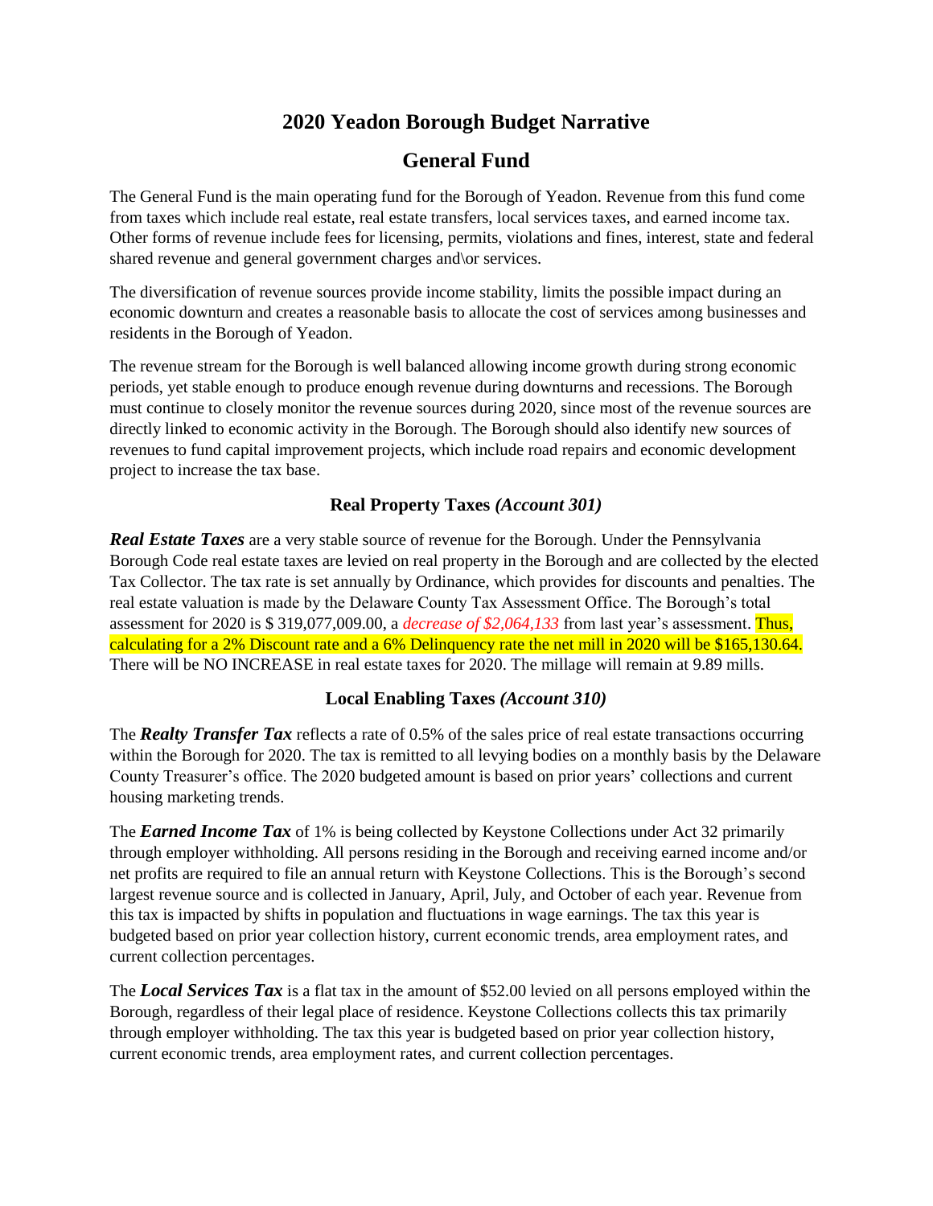# 2020 Yeadon Borough Budget Narrative

## General Fund

The General Fund is the main operating fund for the Borough of Yeadon. Revenue from this fund come from taxes which include real estate, real estate transfers, local services taxes, and earned income tax. Other forms of revenue include fees for licensing, permits, violations and fines, interest, state and federal shared revenue and general government charges and\or services.

The diversification of revenue sources provide income stability, limits the possible impact during an economic downturn and creates a reasonable basis to allocate the cost of services among businesses and residents in the Borough of Yeadon.

The revenue stream for the Borough is well balanced allowing income growth during strong economic periods, yet stable enough to produce enough revenue during downturns and recessions. The Borough must continue to closely monitor the revenue sources during 2020, since most of the revenue sources are directly linked to economic activity in the Borough. The Borough should also identify new sources of revenues to fund capital improvement projects, which include road repairs and economic development project to increase the tax base.

### Real Property Taxes *(Account 301)*

***Real Estate Taxes*** are a very stable source of revenue for the Borough. Under the Pennsylvania Borough Code real estate taxes are levied on real property in the Borough and are collected by the elected Tax Collector. The tax rate is set annually by Ordinance, which provides for discounts and penalties. The real estate valuation is made by the Delaware County Tax Assessment Office. The Borough's total assessment for 2020 is $ 319,077,009.00, a *decrease of $2,064,133* from last year's assessment. Thus, calculating for a 2% Discount rate and a 6% Delinquency rate the net mill in 2020 will be $165,130.64. There will be NO INCREASE in real estate taxes for 2020. The millage will remain at 9.89 mills.

### Local Enabling Taxes *(Account 310)*

The ***Realty Transfer Tax*** reflects a rate of 0.5% of the sales price of real estate transactions occurring within the Borough for 2020. The tax is remitted to all levying bodies on a monthly basis by the Delaware County Treasurer's office. The 2020 budgeted amount is based on prior years' collections and current housing marketing trends.

The ***Earned Income Tax*** of 1% is being collected by Keystone Collections under Act 32 primarily through employer withholding. All persons residing in the Borough and receiving earned income and/or net profits are required to file an annual return with Keystone Collections. This is the Borough's second largest revenue source and is collected in January, April, July, and October of each year. Revenue from this tax is impacted by shifts in population and fluctuations in wage earnings. The tax this year is budgeted based on prior year collection history, current economic trends, area employment rates, and current collection percentages.

The ***Local Services Tax*** is a flat tax in the amount of $52.00 levied on all persons employed within the Borough, regardless of their legal place of residence. Keystone Collections collects this tax primarily through employer withholding. The tax this year is budgeted based on prior year collection history, current economic trends, area employment rates, and current collection percentages.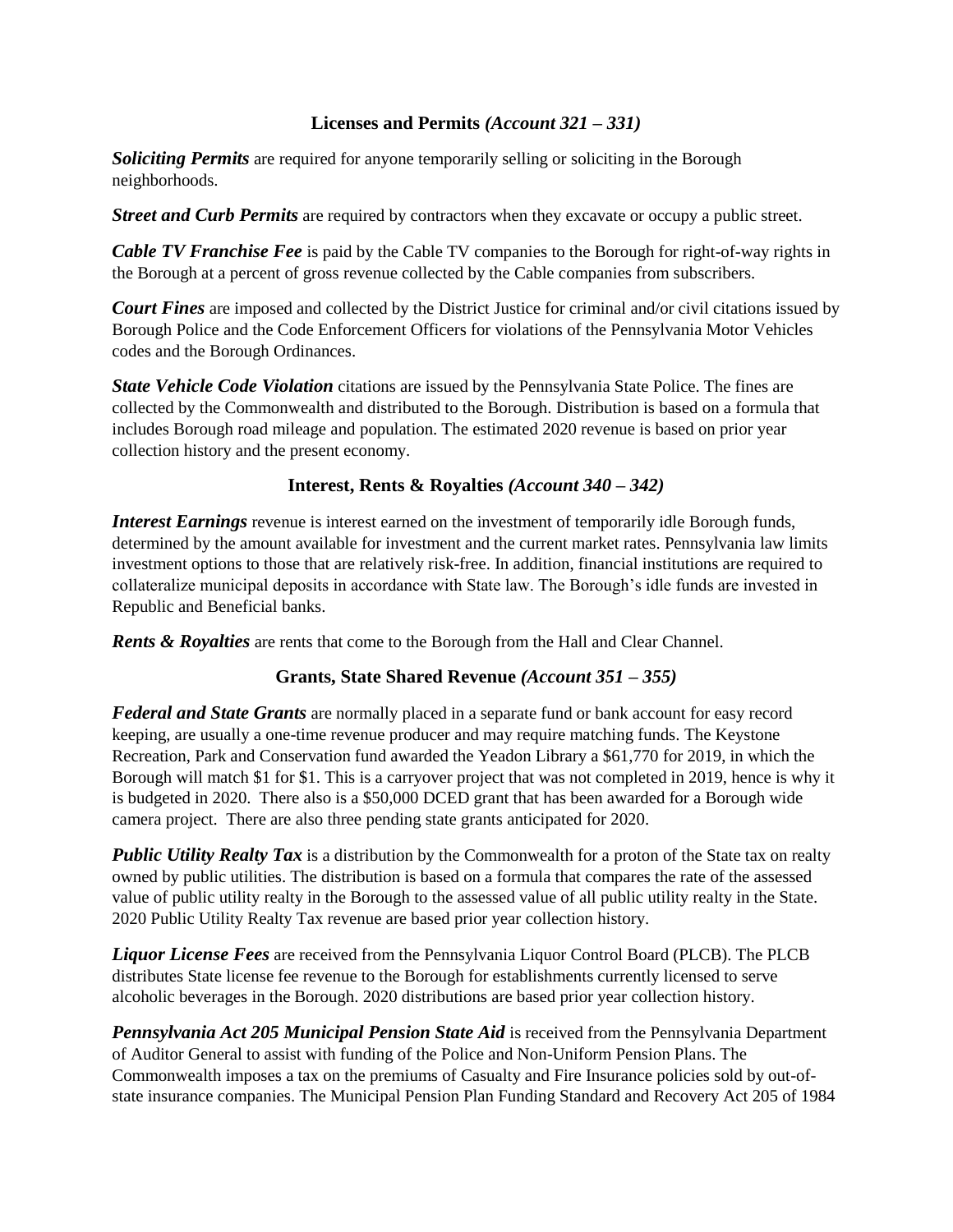## Licenses and Permits *(Account 321 – 331)*

***Soliciting Permits*** are required for anyone temporarily selling or soliciting in the Borough neighborhoods.

***Street and Curb Permits*** are required by contractors when they excavate or occupy a public street.

***Cable TV Franchise Fee*** is paid by the Cable TV companies to the Borough for right-of-way rights in the Borough at a percent of gross revenue collected by the Cable companies from subscribers.

***Court Fines*** are imposed and collected by the District Justice for criminal and/or civil citations issued by Borough Police and the Code Enforcement Officers for violations of the Pennsylvania Motor Vehicles codes and the Borough Ordinances.

***State Vehicle Code Violation*** citations are issued by the Pennsylvania State Police. The fines are collected by the Commonwealth and distributed to the Borough. Distribution is based on a formula that includes Borough road mileage and population. The estimated 2020 revenue is based on prior year collection history and the present economy.

## Interest, Rents & Royalties *(Account 340 – 342)*

***Interest Earnings*** revenue is interest earned on the investment of temporarily idle Borough funds, determined by the amount available for investment and the current market rates. Pennsylvania law limits investment options to those that are relatively risk-free. In addition, financial institutions are required to collateralize municipal deposits in accordance with State law. The Borough's idle funds are invested in Republic and Beneficial banks.

***Rents & Royalties*** are rents that come to the Borough from the Hall and Clear Channel.

## Grants, State Shared Revenue *(Account 351 – 355)*

***Federal and State Grants*** are normally placed in a separate fund or bank account for easy record keeping, are usually a one-time revenue producer and may require matching funds. The Keystone Recreation, Park and Conservation fund awarded the Yeadon Library a $61,770 for 2019, in which the Borough will match $1 for $1. This is a carryover project that was not completed in 2019, hence is why it is budgeted in 2020. There also is a $50,000 DCED grant that has been awarded for a Borough wide camera project. There are also three pending state grants anticipated for 2020.

***Public Utility Realty Tax*** is a distribution by the Commonwealth for a proton of the State tax on realty owned by public utilities. The distribution is based on a formula that compares the rate of the assessed value of public utility realty in the Borough to the assessed value of all public utility realty in the State. 2020 Public Utility Realty Tax revenue are based prior year collection history.

***Liquor License Fees*** are received from the Pennsylvania Liquor Control Board (PLCB). The PLCB distributes State license fee revenue to the Borough for establishments currently licensed to serve alcoholic beverages in the Borough. 2020 distributions are based prior year collection history.

***Pennsylvania Act 205 Municipal Pension State Aid*** is received from the Pennsylvania Department of Auditor General to assist with funding of the Police and Non-Uniform Pension Plans. The Commonwealth imposes a tax on the premiums of Casualty and Fire Insurance policies sold by out-of-state insurance companies. The Municipal Pension Plan Funding Standard and Recovery Act 205 of 1984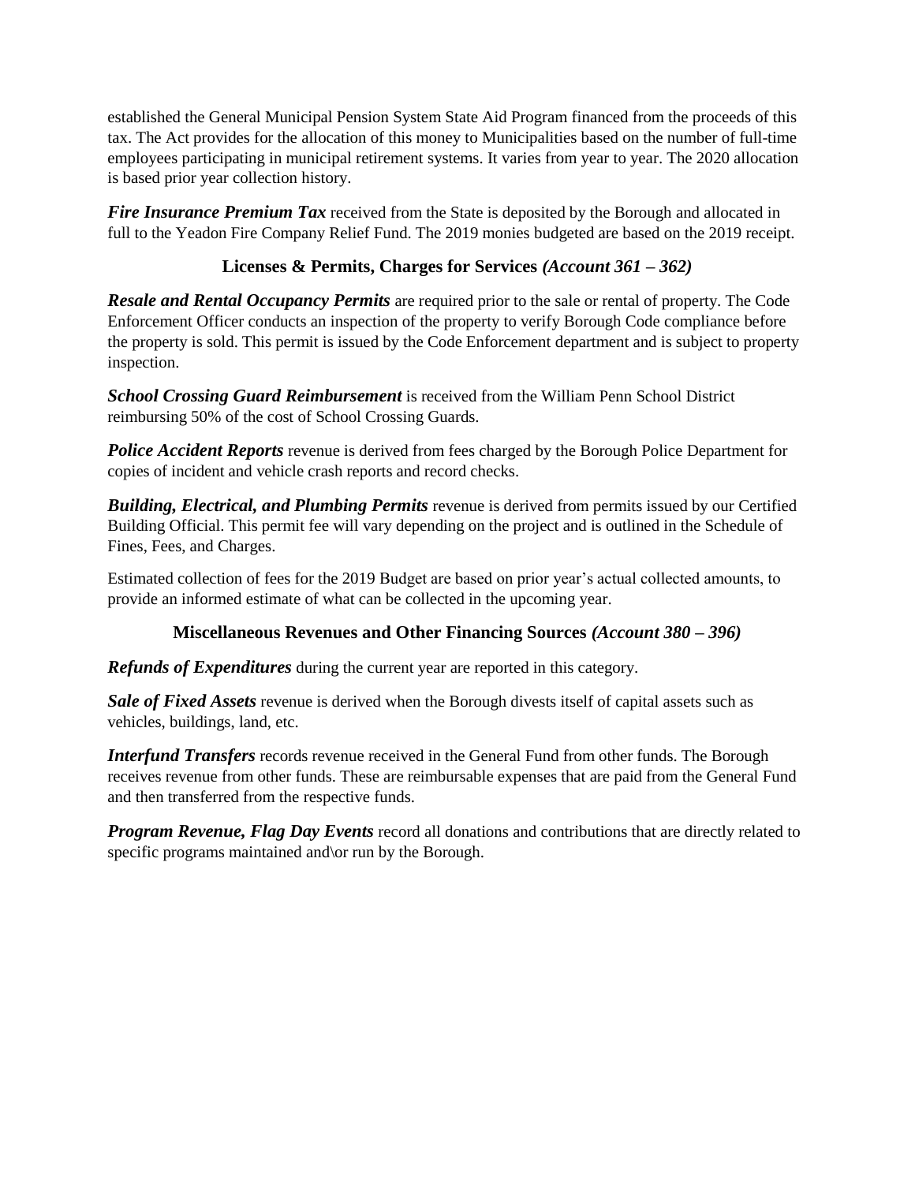established the General Municipal Pension System State Aid Program financed from the proceeds of this tax. The Act provides for the allocation of this money to Municipalities based on the number of full-time employees participating in municipal retirement systems. It varies from year to year. The 2020 allocation is based prior year collection history.

***Fire Insurance Premium Tax*** received from the State is deposited by the Borough and allocated in full to the Yeadon Fire Company Relief Fund. The 2019 monies budgeted are based on the 2019 receipt.

### Licenses & Permits, Charges for Services *(Account 361 – 362)*

***Resale and Rental Occupancy Permits*** are required prior to the sale or rental of property. The Code Enforcement Officer conducts an inspection of the property to verify Borough Code compliance before the property is sold. This permit is issued by the Code Enforcement department and is subject to property inspection.

***School Crossing Guard Reimbursement*** is received from the William Penn School District reimbursing 50% of the cost of School Crossing Guards.

***Police Accident Reports*** revenue is derived from fees charged by the Borough Police Department for copies of incident and vehicle crash reports and record checks.

***Building, Electrical, and Plumbing Permits*** revenue is derived from permits issued by our Certified Building Official. This permit fee will vary depending on the project and is outlined in the Schedule of Fines, Fees, and Charges.

Estimated collection of fees for the 2019 Budget are based on prior year's actual collected amounts, to provide an informed estimate of what can be collected in the upcoming year.

### Miscellaneous Revenues and Other Financing Sources *(Account 380 – 396)*

***Refunds of Expenditures*** during the current year are reported in this category.

***Sale of Fixed Assets*** revenue is derived when the Borough divests itself of capital assets such as vehicles, buildings, land, etc.

***Interfund Transfers*** records revenue received in the General Fund from other funds. The Borough receives revenue from other funds. These are reimbursable expenses that are paid from the General Fund and then transferred from the respective funds.

***Program Revenue, Flag Day Events*** record all donations and contributions that are directly related to specific programs maintained and\or run by the Borough.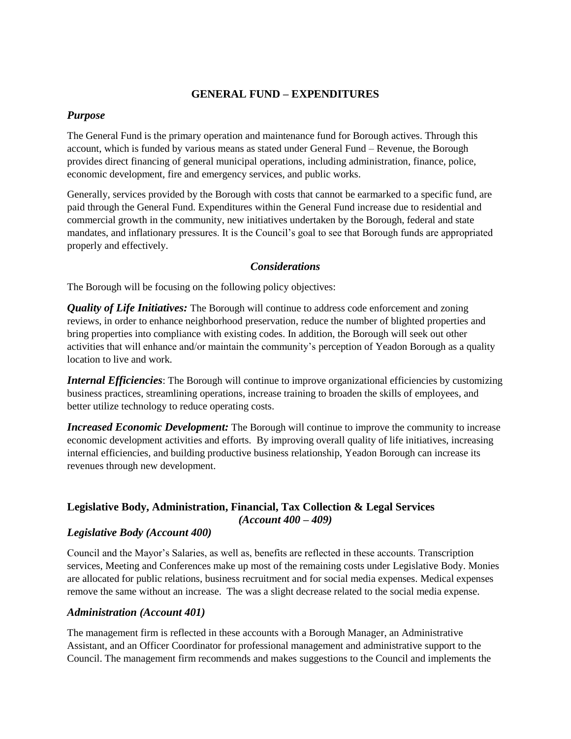## GENERAL FUND – EXPENDITURES

### *Purpose*

The General Fund is the primary operation and maintenance fund for Borough actives. Through this account, which is funded by various means as stated under General Fund – Revenue, the Borough provides direct financing of general municipal operations, including administration, finance, police, economic development, fire and emergency services, and public works.

Generally, services provided by the Borough with costs that cannot be earmarked to a specific fund, are paid through the General Fund. Expenditures within the General Fund increase due to residential and commercial growth in the community, new initiatives undertaken by the Borough, federal and state mandates, and inflationary pressures. It is the Council's goal to see that Borough funds are appropriated properly and effectively.

### *Considerations*

The Borough will be focusing on the following policy objectives:

***Quality of Life Initiatives:*** The Borough will continue to address code enforcement and zoning reviews, in order to enhance neighborhood preservation, reduce the number of blighted properties and bring properties into compliance with existing codes. In addition, the Borough will seek out other activities that will enhance and/or maintain the community's perception of Yeadon Borough as a quality location to live and work.

***Internal Efficiencies***: The Borough will continue to improve organizational efficiencies by customizing business practices, streamlining operations, increase training to broaden the skills of employees, and better utilize technology to reduce operating costs.

***Increased Economic Development:*** The Borough will continue to improve the community to increase economic development activities and efforts. By improving overall quality of life initiatives, increasing internal efficiencies, and building productive business relationship, Yeadon Borough can increase its revenues through new development.

### Legislative Body, Administration, Financial, Tax Collection & Legal Services *(Account 400 – 409)*

### *Legislative Body (Account 400)*

Council and the Mayor's Salaries, as well as, benefits are reflected in these accounts. Transcription services, Meeting and Conferences make up most of the remaining costs under Legislative Body. Monies are allocated for public relations, business recruitment and for social media expenses. Medical expenses remove the same without an increase. The was a slight decrease related to the social media expense.

### *Administration (Account 401)*

The management firm is reflected in these accounts with a Borough Manager, an Administrative Assistant, and an Officer Coordinator for professional management and administrative support to the Council. The management firm recommends and makes suggestions to the Council and implements the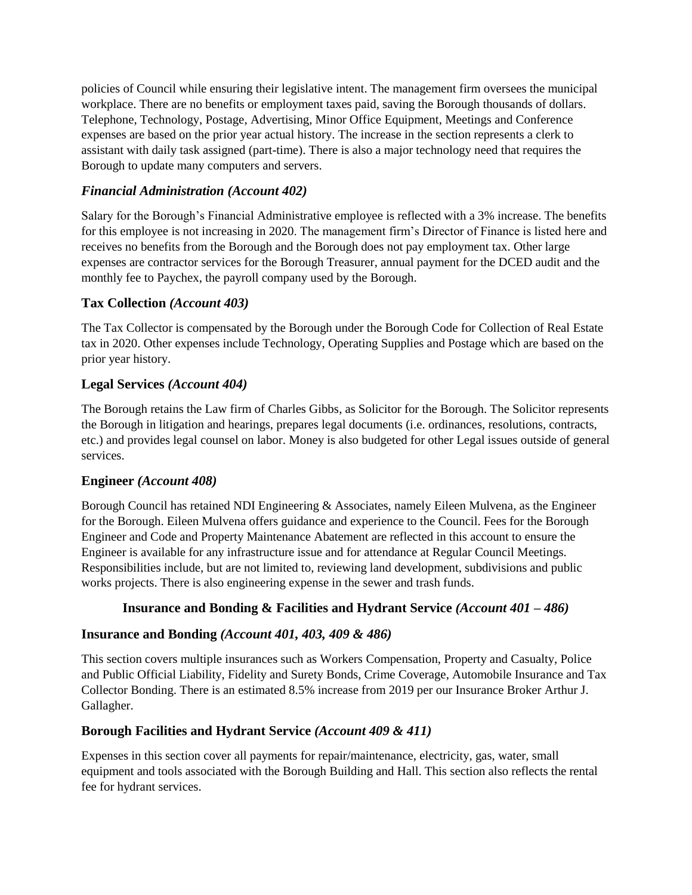policies of Council while ensuring their legislative intent. The management firm oversees the municipal workplace. There are no benefits or employment taxes paid, saving the Borough thousands of dollars. Telephone, Technology, Postage, Advertising, Minor Office Equipment, Meetings and Conference expenses are based on the prior year actual history. The increase in the section represents a clerk to assistant with daily task assigned (part-time). There is also a major technology need that requires the Borough to update many computers and servers.

### *Financial Administration (Account 402)*

Salary for the Borough's Financial Administrative employee is reflected with a 3% increase. The benefits for this employee is not increasing in 2020. The management firm's Director of Finance is listed here and receives no benefits from the Borough and the Borough does not pay employment tax. Other large expenses are contractor services for the Borough Treasurer, annual payment for the DCED audit and the monthly fee to Paychex, the payroll company used by the Borough.

### Tax Collection *(Account 403)*

The Tax Collector is compensated by the Borough under the Borough Code for Collection of Real Estate tax in 2020. Other expenses include Technology, Operating Supplies and Postage which are based on the prior year history.

### Legal Services *(Account 404)*

The Borough retains the Law firm of Charles Gibbs, as Solicitor for the Borough. The Solicitor represents the Borough in litigation and hearings, prepares legal documents (i.e. ordinances, resolutions, contracts, etc.) and provides legal counsel on labor. Money is also budgeted for other Legal issues outside of general services.

### Engineer *(Account 408)*

Borough Council has retained NDI Engineering & Associates, namely Eileen Mulvena, as the Engineer for the Borough. Eileen Mulvena offers guidance and experience to the Council. Fees for the Borough Engineer and Code and Property Maintenance Abatement are reflected in this account to ensure the Engineer is available for any infrastructure issue and for attendance at Regular Council Meetings. Responsibilities include, but are not limited to, reviewing land development, subdivisions and public works projects. There is also engineering expense in the sewer and trash funds.

## Insurance and Bonding & Facilities and Hydrant Service *(Account 401 – 486)*

### Insurance and Bonding *(Account 401, 403, 409 & 486)*

This section covers multiple insurances such as Workers Compensation, Property and Casualty, Police and Public Official Liability, Fidelity and Surety Bonds, Crime Coverage, Automobile Insurance and Tax Collector Bonding. There is an estimated 8.5% increase from 2019 per our Insurance Broker Arthur J. Gallagher.

### Borough Facilities and Hydrant Service *(Account 409 & 411)*

Expenses in this section cover all payments for repair/maintenance, electricity, gas, water, small equipment and tools associated with the Borough Building and Hall. This section also reflects the rental fee for hydrant services.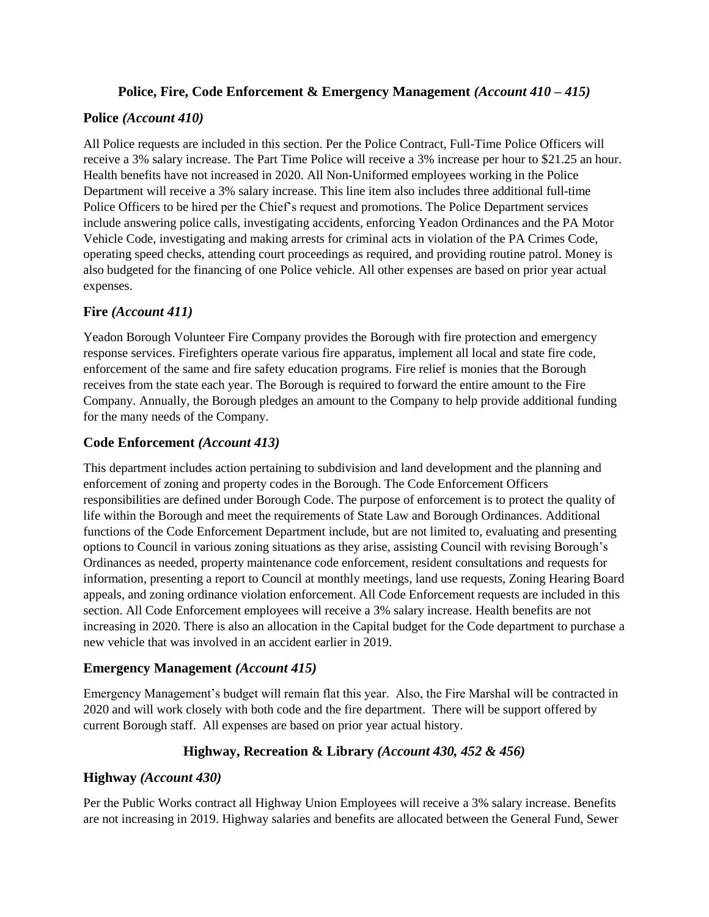## **Police, Fire, Code Enforcement & Emergency Management** *(Account 410 – 415)*

### **Police** *(Account 410)*

All Police requests are included in this section. Per the Police Contract, Full-Time Police Officers will receive a 3% salary increase. The Part Time Police will receive a 3% increase per hour to $21.25 an hour. Health benefits have not increased in 2020. All Non-Uniformed employees working in the Police Department will receive a 3% salary increase. This line item also includes three additional full-time Police Officers to be hired per the Chief's request and promotions. The Police Department services include answering police calls, investigating accidents, enforcing Yeadon Ordinances and the PA Motor Vehicle Code, investigating and making arrests for criminal acts in violation of the PA Crimes Code, operating speed checks, attending court proceedings as required, and providing routine patrol. Money is also budgeted for the financing of one Police vehicle. All other expenses are based on prior year actual expenses.

### **Fire** *(Account 411)*

Yeadon Borough Volunteer Fire Company provides the Borough with fire protection and emergency response services. Firefighters operate various fire apparatus, implement all local and state fire code, enforcement of the same and fire safety education programs. Fire relief is monies that the Borough receives from the state each year. The Borough is required to forward the entire amount to the Fire Company. Annually, the Borough pledges an amount to the Company to help provide additional funding for the many needs of the Company.

### **Code Enforcement** *(Account 413)*

This department includes action pertaining to subdivision and land development and the planning and enforcement of zoning and property codes in the Borough. The Code Enforcement Officers responsibilities are defined under Borough Code. The purpose of enforcement is to protect the quality of life within the Borough and meet the requirements of State Law and Borough Ordinances. Additional functions of the Code Enforcement Department include, but are not limited to, evaluating and presenting options to Council in various zoning situations as they arise, assisting Council with revising Borough's Ordinances as needed, property maintenance code enforcement, resident consultations and requests for information, presenting a report to Council at monthly meetings, land use requests, Zoning Hearing Board appeals, and zoning ordinance violation enforcement. All Code Enforcement requests are included in this section. All Code Enforcement employees will receive a 3% salary increase. Health benefits are not increasing in 2020. There is also an allocation in the Capital budget for the Code department to purchase a new vehicle that was involved in an accident earlier in 2019.

### **Emergency Management** *(Account 415)*

Emergency Management's budget will remain flat this year. Also, the Fire Marshal will be contracted in 2020 and will work closely with both code and the fire department. There will be support offered by current Borough staff. All expenses are based on prior year actual history.

## **Highway, Recreation & Library** *(Account 430, 452 & 456)*

### **Highway** *(Account 430)*

Per the Public Works contract all Highway Union Employees will receive a 3% salary increase. Benefits are not increasing in 2019. Highway salaries and benefits are allocated between the General Fund, Sewer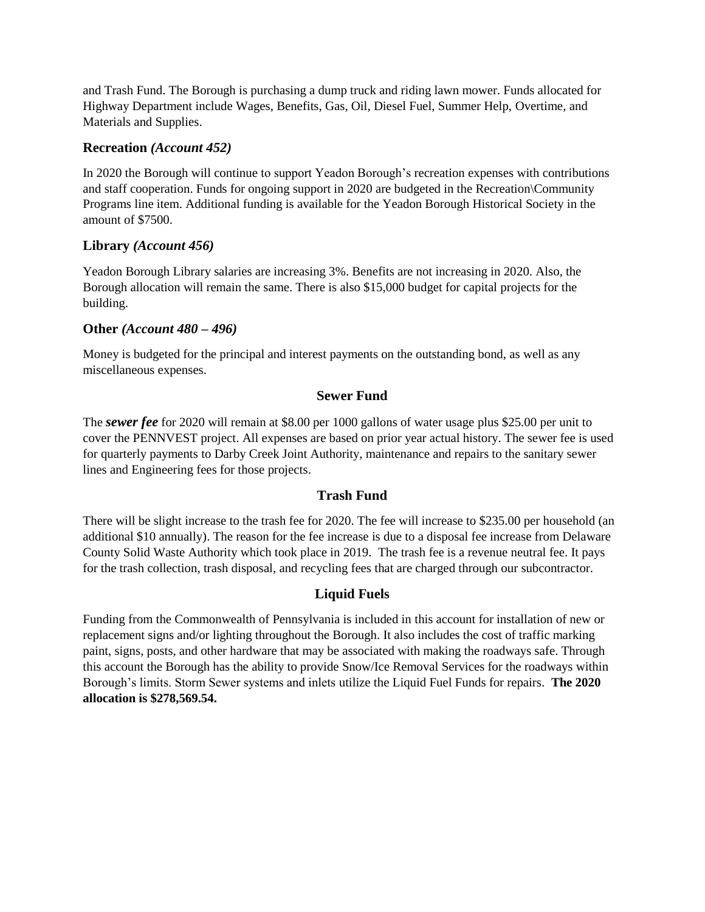and Trash Fund. The Borough is purchasing a dump truck and riding lawn mower. Funds allocated for Highway Department include Wages, Benefits, Gas, Oil, Diesel Fuel, Summer Help, Overtime, and Materials and Supplies.

### Recreation *(Account 452)*

In 2020 the Borough will continue to support Yeadon Borough's recreation expenses with contributions and staff cooperation. Funds for ongoing support in 2020 are budgeted in the Recreation\Community Programs line item. Additional funding is available for the Yeadon Borough Historical Society in the amount of $7500.

### Library *(Account 456)*

Yeadon Borough Library salaries are increasing 3%. Benefits are not increasing in 2020. Also, the Borough allocation will remain the same. There is also $15,000 budget for capital projects for the building.

### Other *(Account 480 – 496)*

Money is budgeted for the principal and interest payments on the outstanding bond, as well as any miscellaneous expenses.

## Sewer Fund

The ***sewer fee*** for 2020 will remain at $8.00 per 1000 gallons of water usage plus $25.00 per unit to cover the PENNVEST project. All expenses are based on prior year actual history. The sewer fee is used for quarterly payments to Darby Creek Joint Authority, maintenance and repairs to the sanitary sewer lines and Engineering fees for those projects.

## Trash Fund

There will be slight increase to the trash fee for 2020. The fee will increase to $235.00 per household (an additional $10 annually). The reason for the fee increase is due to a disposal fee increase from Delaware County Solid Waste Authority which took place in 2019. The trash fee is a revenue neutral fee. It pays for the trash collection, trash disposal, and recycling fees that are charged through our subcontractor.

## Liquid Fuels

Funding from the Commonwealth of Pennsylvania is included in this account for installation of new or replacement signs and/or lighting throughout the Borough. It also includes the cost of traffic marking paint, signs, posts, and other hardware that may be associated with making the roadways safe. Through this account the Borough has the ability to provide Snow/Ice Removal Services for the roadways within Borough's limits. Storm Sewer systems and inlets utilize the Liquid Fuel Funds for repairs. **The 2020 allocation is $278,569.54.**